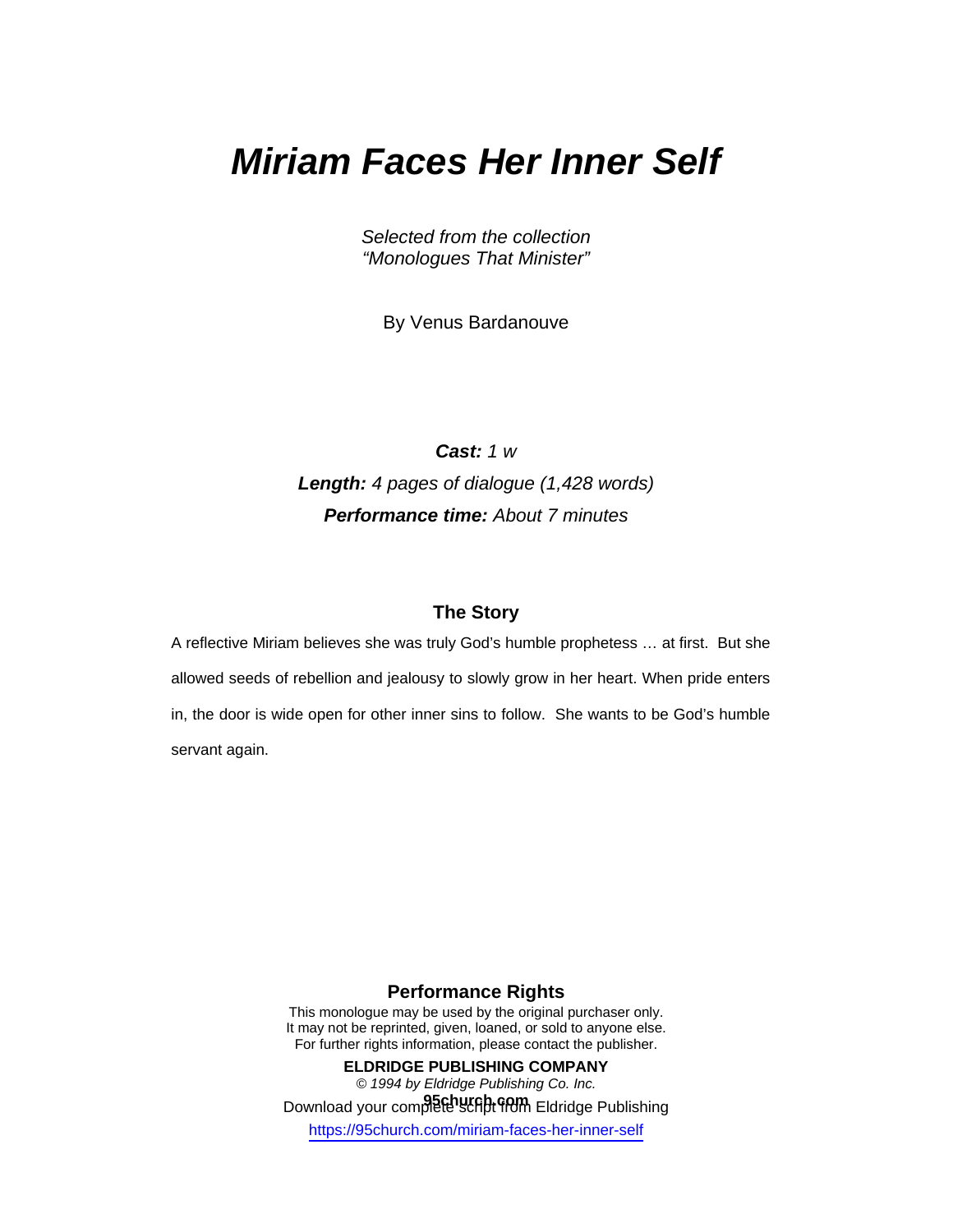# *Miriam Faces Her Inner Self*

*Selected from the collection*
*"Monologues That Minister"*

By Venus Bardanouve

***Cast:*** *1 w*

***Length:*** *4 pages of dialogue (1,428 words)*

***Performance time:*** *About 7 minutes*

### The Story

A reflective Miriam believes she was truly God's humble prophetess … at first. But she allowed seeds of rebellion and jealousy to slowly grow in her heart. When pride enters in, the door is wide open for other inner sins to follow. She wants to be God's humble servant again.

### Performance Rights

This monologue may be used by the original purchaser only.
It may not be reprinted, given, loaned, or sold to anyone else.
For further rights information, please contact the publisher.

**ELDRIDGE PUBLISHING COMPANY**

*© 1994 by Eldridge Publishing Co. Inc.*

**95church.com**

Download your complete script from Eldridge Publishing

https://95church.com/miriam-faces-her-inner-self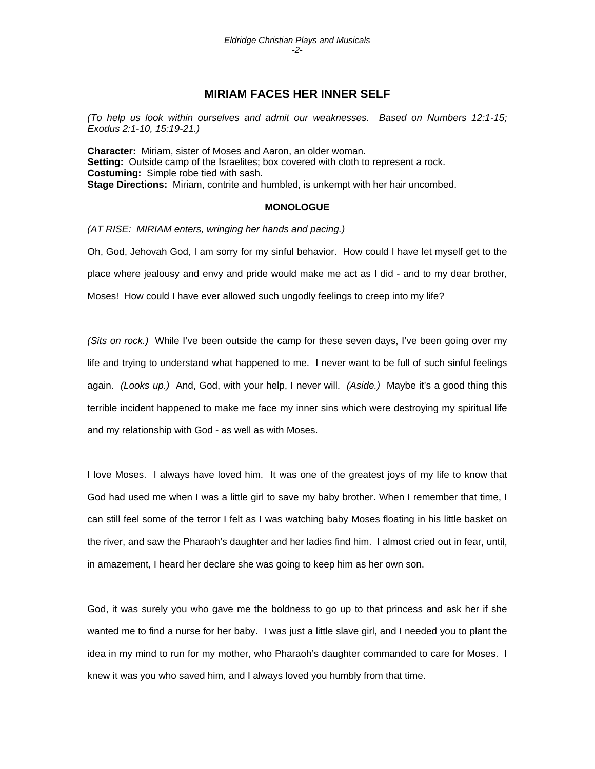## MIRIAM FACES HER INNER SELF

*(To help us look within ourselves and admit our weaknesses. Based on Numbers 12:1-15; Exodus 2:1-10, 15:19-21.)*

**Character:** Miriam, sister of Moses and Aaron, an older woman.
**Setting:** Outside camp of the Israelites; box covered with cloth to represent a rock.
**Costuming:** Simple robe tied with sash.
**Stage Directions:** Miriam, contrite and humbled, is unkempt with her hair uncombed.

### MONOLOGUE

*(AT RISE: MIRIAM enters, wringing her hands and pacing.)*

Oh, God, Jehovah God, I am sorry for my sinful behavior. How could I have let myself get to the place where jealousy and envy and pride would make me act as I did - and to my dear brother, Moses! How could I have ever allowed such ungodly feelings to creep into my life?

*(Sits on rock.)* While I've been outside the camp for these seven days, I've been going over my life and trying to understand what happened to me. I never want to be full of such sinful feelings again. *(Looks up.)* And, God, with your help, I never will. *(Aside.)* Maybe it's a good thing this terrible incident happened to make me face my inner sins which were destroying my spiritual life and my relationship with God - as well as with Moses.

I love Moses. I always have loved him. It was one of the greatest joys of my life to know that God had used me when I was a little girl to save my baby brother. When I remember that time, I can still feel some of the terror I felt as I was watching baby Moses floating in his little basket on the river, and saw the Pharaoh's daughter and her ladies find him. I almost cried out in fear, until, in amazement, I heard her declare she was going to keep him as her own son.

God, it was surely you who gave me the boldness to go up to that princess and ask her if she wanted me to find a nurse for her baby. I was just a little slave girl, and I needed you to plant the idea in my mind to run for my mother, who Pharaoh's daughter commanded to care for Moses. I knew it was you who saved him, and I always loved you humbly from that time.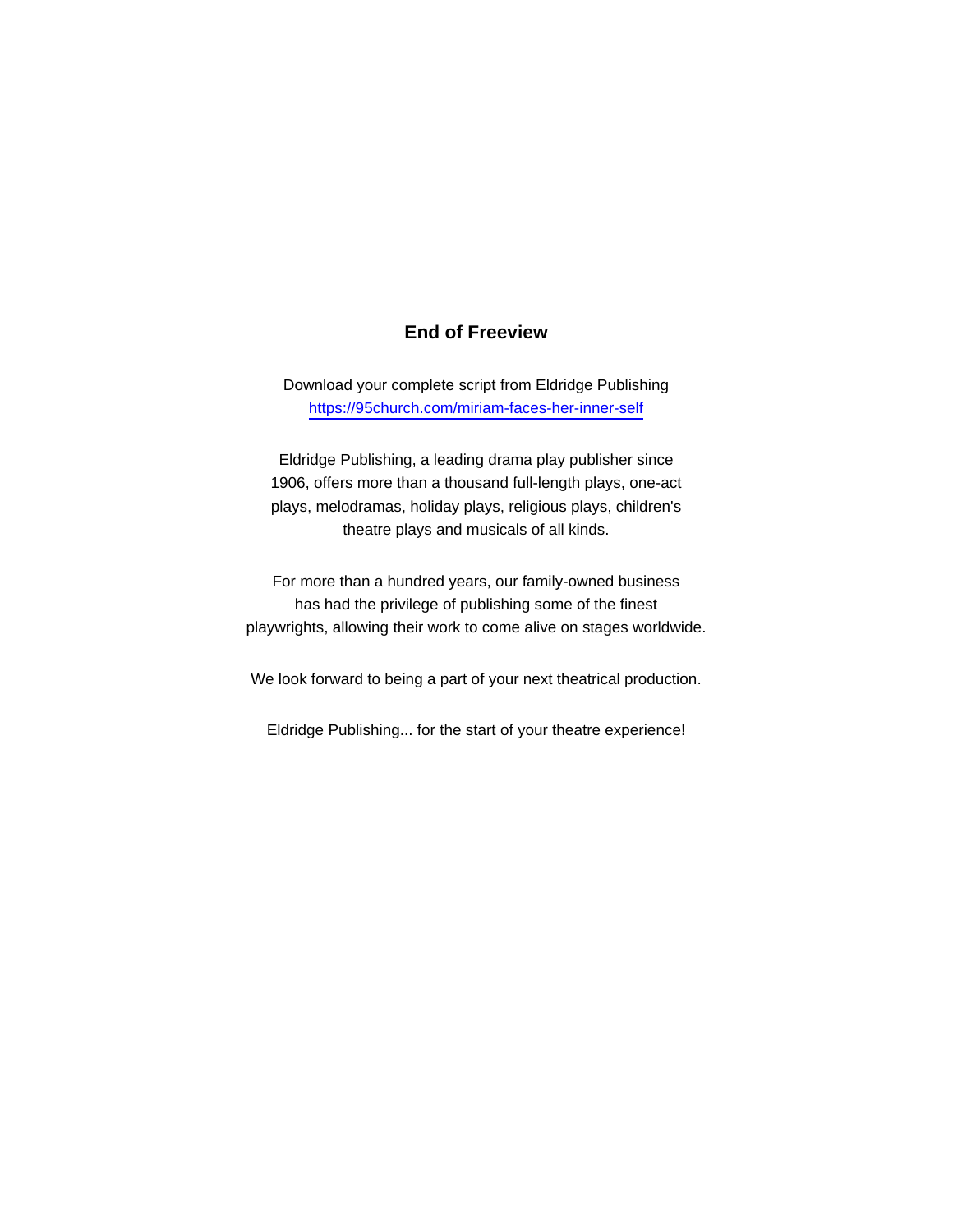## End of Freeview

Download your complete script from Eldridge Publishing
https://95church.com/miriam-faces-her-inner-self

Eldridge Publishing, a leading drama play publisher since 1906, offers more than a thousand full-length plays, one-act plays, melodramas, holiday plays, religious plays, children's theatre plays and musicals of all kinds.

For more than a hundred years, our family-owned business has had the privilege of publishing some of the finest playwrights, allowing their work to come alive on stages worldwide.

We look forward to being a part of your next theatrical production.

Eldridge Publishing... for the start of your theatre experience!